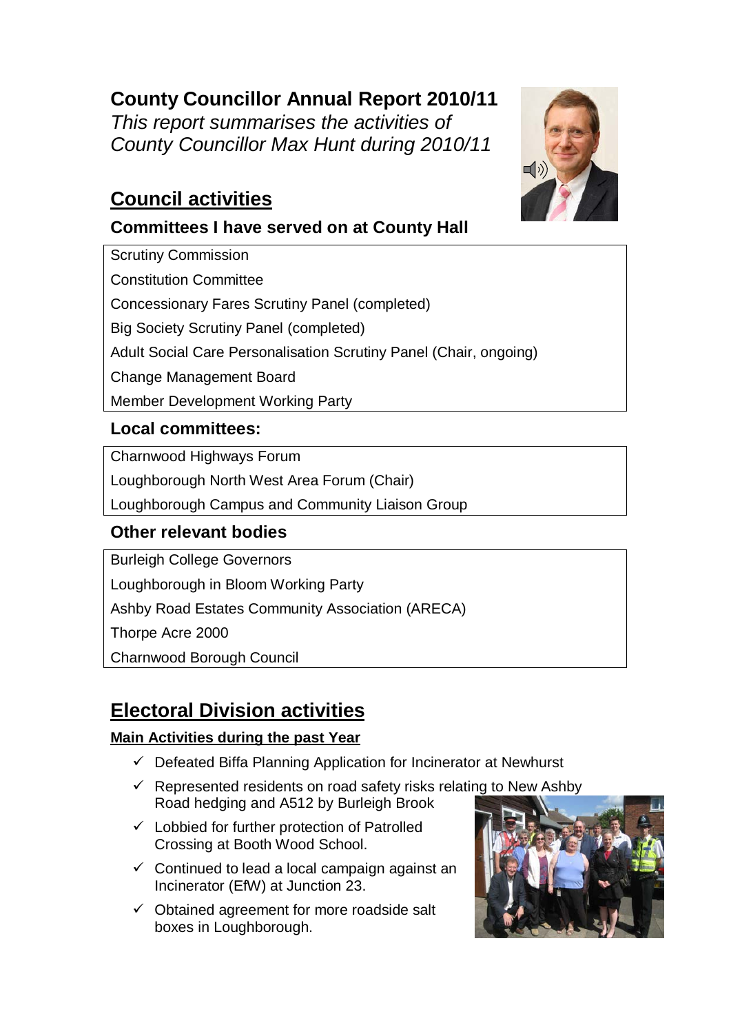# County Councillor Annual Report 2010/11

*This report summarises the activities of County Councillor Max Hunt during 2010/11*

## Council activities

### Committees I have served on at County Hall

| |
|---|
| Scrutiny Commission |
| Constitution Committee |
| Concessionary Fares Scrutiny Panel (completed) |
| Big Society Scrutiny Panel (completed) |
| Adult Social Care Personalisation Scrutiny Panel (Chair, ongoing) |
| Change Management Board |
| Member Development Working Party |

### Local committees:

| |
|---|
| Charnwood Highways Forum |
| Loughborough North West Area Forum (Chair) |
| Loughborough Campus and Community Liaison Group |

### Other relevant bodies

| |
|---|
| Burleigh College Governors |
| Loughborough in Bloom Working Party |
| Ashby Road Estates Community Association (ARECA) |
| Thorpe Acre 2000 |
| Charnwood Borough Council |

## Electoral Division activities

**Main Activities during the past Year**

- ✓ Defeated Biffa Planning Application for Incinerator at Newhurst
- ✓ Represented residents on road safety risks relating to New Ashby Road hedging and A512 by Burleigh Brook
- ✓ Lobbied for further protection of Patrolled Crossing at Booth Wood School.
- ✓ Continued to lead a local campaign against an Incinerator (EfW) at Junction 23.
- ✓ Obtained agreement for more roadside salt boxes in Loughborough.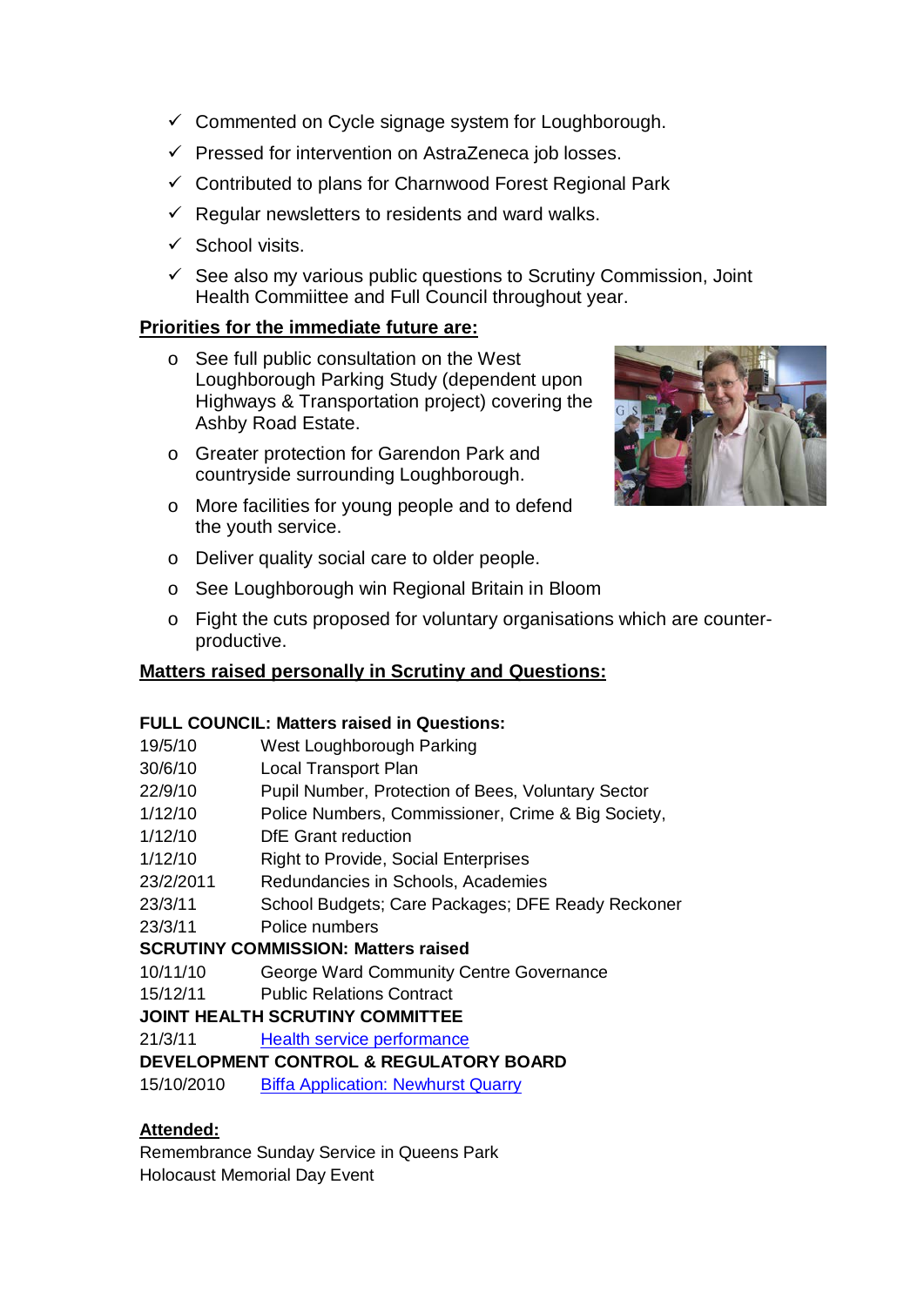- ✓ Commented on Cycle signage system for Loughborough.
- ✓ Pressed for intervention on AstraZeneca job losses.
- ✓ Contributed to plans for Charnwood Forest Regional Park
- ✓ Regular newsletters to residents and ward walks.
- ✓ School visits.
- ✓ See also my various public questions to Scrutiny Commission, Joint Health Commiittee and Full Council throughout year.

**Priorities for the immediate future are:**

- o See full public consultation on the West Loughborough Parking Study (dependent upon Highways & Transportation project) covering the Ashby Road Estate.
- o Greater protection for Garendon Park and countryside surrounding Loughborough.
- o More facilities for young people and to defend the youth service.
- o Deliver quality social care to older people.
- o See Loughborough win Regional Britain in Bloom
- o Fight the cuts proposed for voluntary organisations which are counter-productive.

**Matters raised personally in Scrutiny and Questions:**

**FULL COUNCIL: Matters raised in Questions:**

| | |
|---|---|
| 19/5/10 | West Loughborough Parking |
| 30/6/10 | Local Transport Plan |
| 22/9/10 | Pupil Number, Protection of Bees, Voluntary Sector |
| 1/12/10 | Police Numbers, Commissioner, Crime & Big Society, |
| 1/12/10 | DfE Grant reduction |
| 1/12/10 | Right to Provide, Social Enterprises |
| 23/2/2011 | Redundancies in Schools, Academies |
| 23/3/11 | School Budgets; Care Packages; DFE Ready Reckoner |
| 23/3/11 | Police numbers |

**SCRUTINY COMMISSION: Matters raised**

| | |
|---|---|
| 10/11/10 | George Ward Community Centre Governance |
| 15/12/11 | Public Relations Contract |

**JOINT HEALTH SCRUTINY COMMITTEE**

| | |
|---|---|
| 21/3/11 | Health service performance |

**DEVELOPMENT CONTROL & REGULATORY BOARD**

| | |
|---|---|
| 15/10/2010 | Biffa Application: Newhurst Quarry |

**Attended:**

Remembrance Sunday Service in Queens Park
Holocaust Memorial Day Event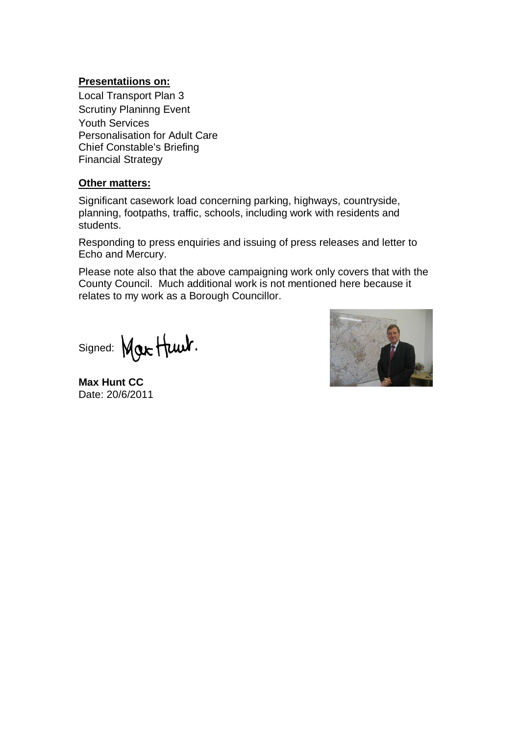**Presentatiions on:**

Local Transport Plan 3
Scrutiny Planinng Event
Youth Services
Personalisation for Adult Care
Chief Constable's Briefing
Financial Strategy

**Other matters:**

Significant casework load concerning parking, highways, countryside, planning, footpaths, traffic, schools, including work with residents and students.

Responding to press enquiries and issuing of press releases and letter to Echo and Mercury.

Please note also that the above campaigning work only covers that with the County Council. Much additional work is not mentioned here because it relates to my work as a Borough Councillor.

Signed: Max Hunt.

**Max Hunt CC**
Date: 20/6/2011